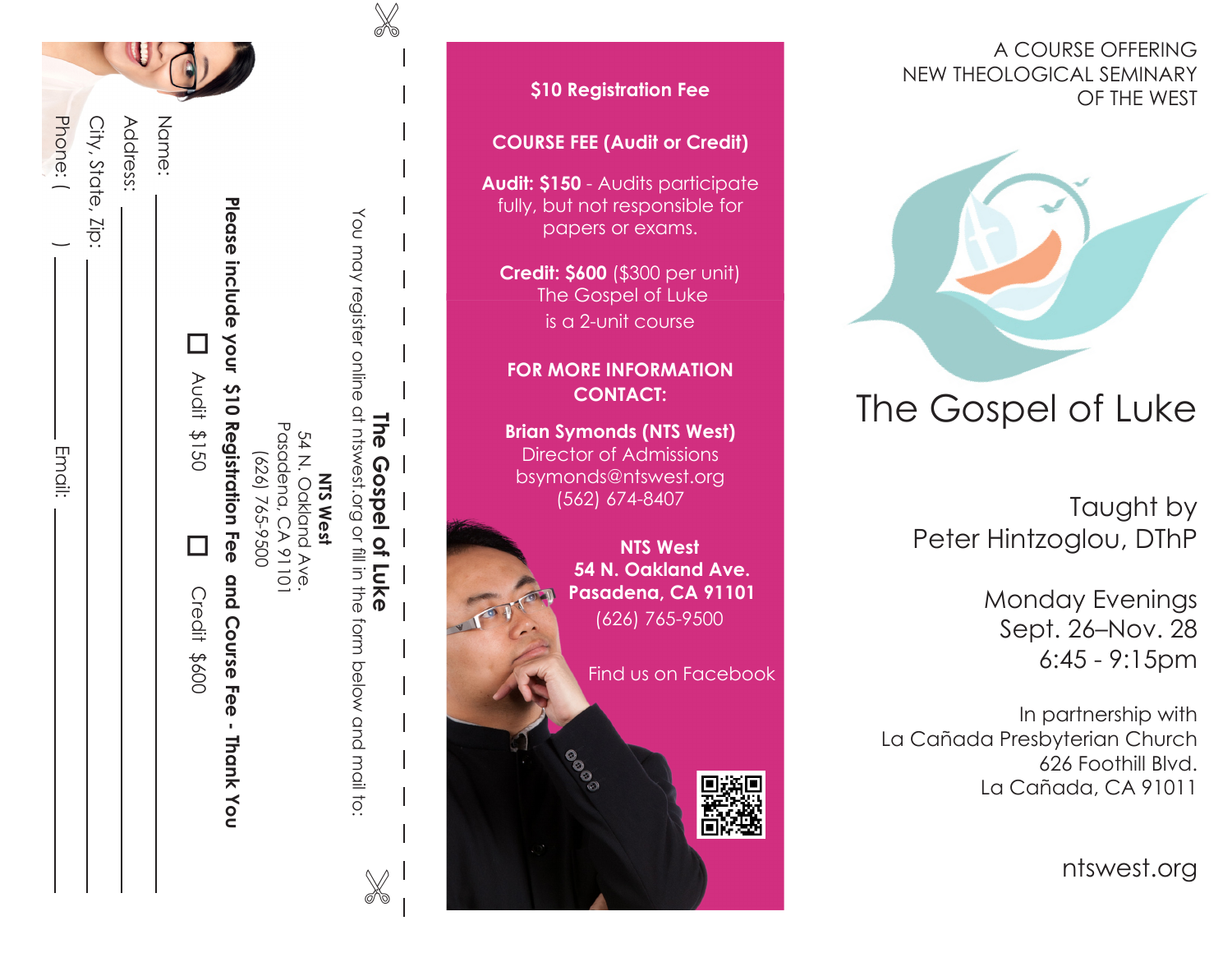A COURSE OFFERING
NEW THEOLOGICAL SEMINARY
OF THE WEST

# The Gospel of Luke

Taught by
Peter Hintzoglou, DThP

Monday Evenings
Sept. 26–Nov. 28
6:45 - 9:15pm

In partnership with
La Cañada Presbyterian Church
626 Foothill Blvd.
La Cañada, CA 91011

ntswest.org

**$10 Registration Fee**

**COURSE FEE (Audit or Credit)**

**Audit: $150** - Audits participate fully, but not responsible for papers or exams.

**Credit: $600** ($300 per unit)
The Gospel of Luke
is a 2-unit course

**FOR MORE INFORMATION CONTACT:**

**Brian Symonds (NTS West)**
Director of Admissions
bsymonds@ntswest.org
(562) 674-8407

**NTS West**
**54 N. Oakland Ave.**
**Pasadena, CA 91101**
(626) 765-9500

Find us on Facebook

## The Gospel of Luke

You may register online at ntswest.org or fill in the form below and mail to:

**NTS West**
54 N. Oakland Ave.
Pasadena, CA 91101
(626) 765-9500

**Please include your $10 Registration Fee and Course Fee - Thank You**

☐ Audit $150 ☐ Credit $600

Name: ____________________

Address: ____________________

City, State, Zip: ____________________

Phone: ( ) ____________ Email: ____________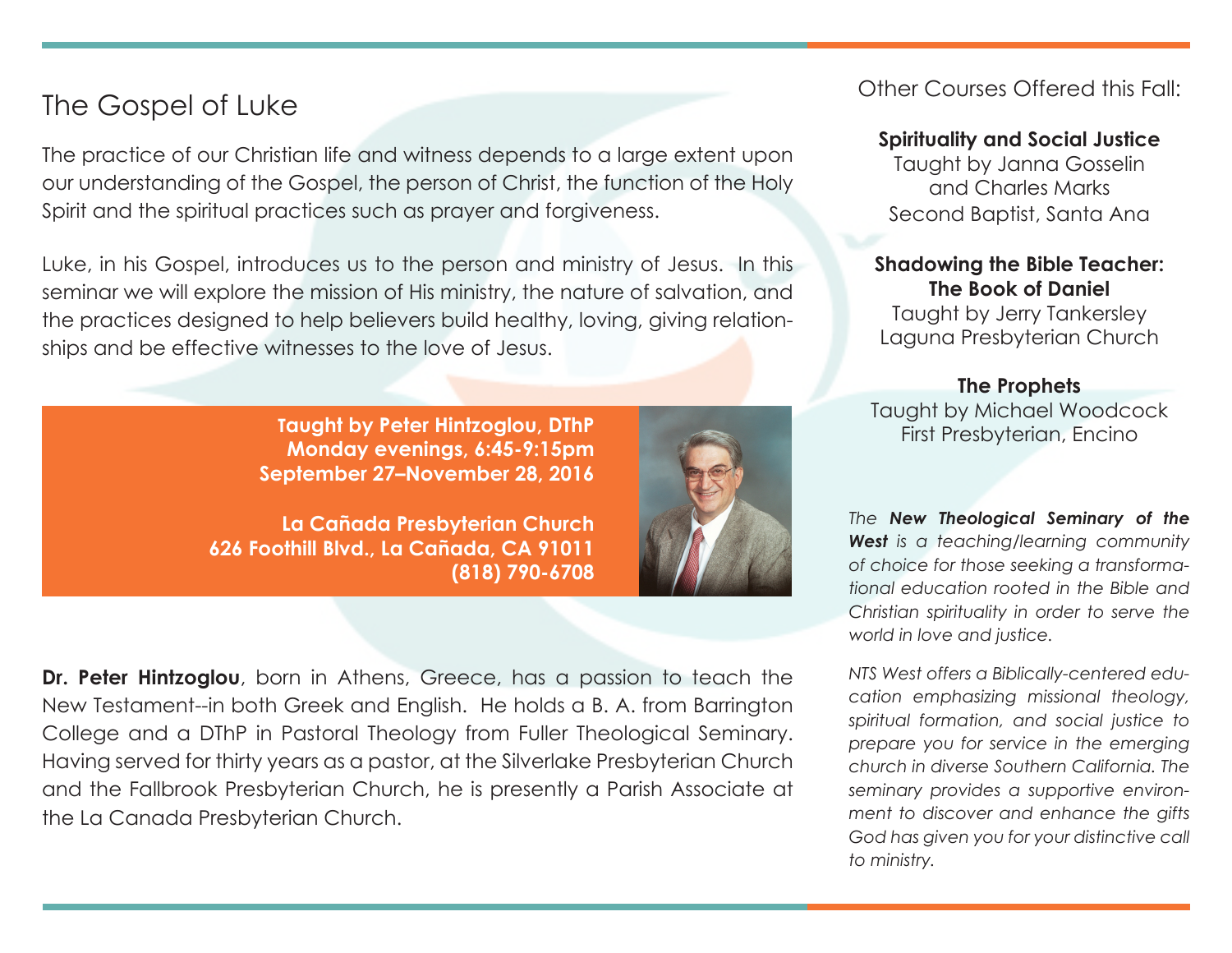# The Gospel of Luke

The practice of our Christian life and witness depends to a large extent upon our understanding of the Gospel, the person of Christ, the function of the Holy Spirit and the spiritual practices such as prayer and forgiveness.

Luke, in his Gospel, introduces us to the person and ministry of Jesus. In this seminar we will explore the mission of His ministry, the nature of salvation, and the practices designed to help believers build healthy, loving, giving relationships and be effective witnesses to the love of Jesus.

**Taught by Peter Hintzoglou, DThP**
**Monday evenings, 6:45-9:15pm**
**September 27–November 28, 2016**

**La Cañada Presbyterian Church**
**626 Foothill Blvd., La Cañada, CA 91011**
**(818) 790-6708**

**Dr. Peter Hintzoglou**, born in Athens, Greece, has a passion to teach the New Testament--in both Greek and English. He holds a B. A. from Barrington College and a DThP in Pastoral Theology from Fuller Theological Seminary. Having served for thirty years as a pastor, at the Silverlake Presbyterian Church and the Fallbrook Presbyterian Church, he is presently a Parish Associate at the La Canada Presbyterian Church.

## Other Courses Offered this Fall:

**Spirituality and Social Justice**
Taught by Janna Gosselin and Charles Marks
Second Baptist, Santa Ana

**Shadowing the Bible Teacher: The Book of Daniel**
Taught by Jerry Tankersley
Laguna Presbyterian Church

**The Prophets**
Taught by Michael Woodcock
First Presbyterian, Encino

*The **New Theological Seminary of the West** is a teaching/learning community of choice for those seeking a transformational education rooted in the Bible and Christian spirituality in order to serve the world in love and justice.*

*NTS West offers a Biblically-centered education emphasizing missional theology, spiritual formation, and social justice to prepare you for service in the emerging church in diverse Southern California. The seminary provides a supportive environment to discover and enhance the gifts God has given you for your distinctive call to ministry.*